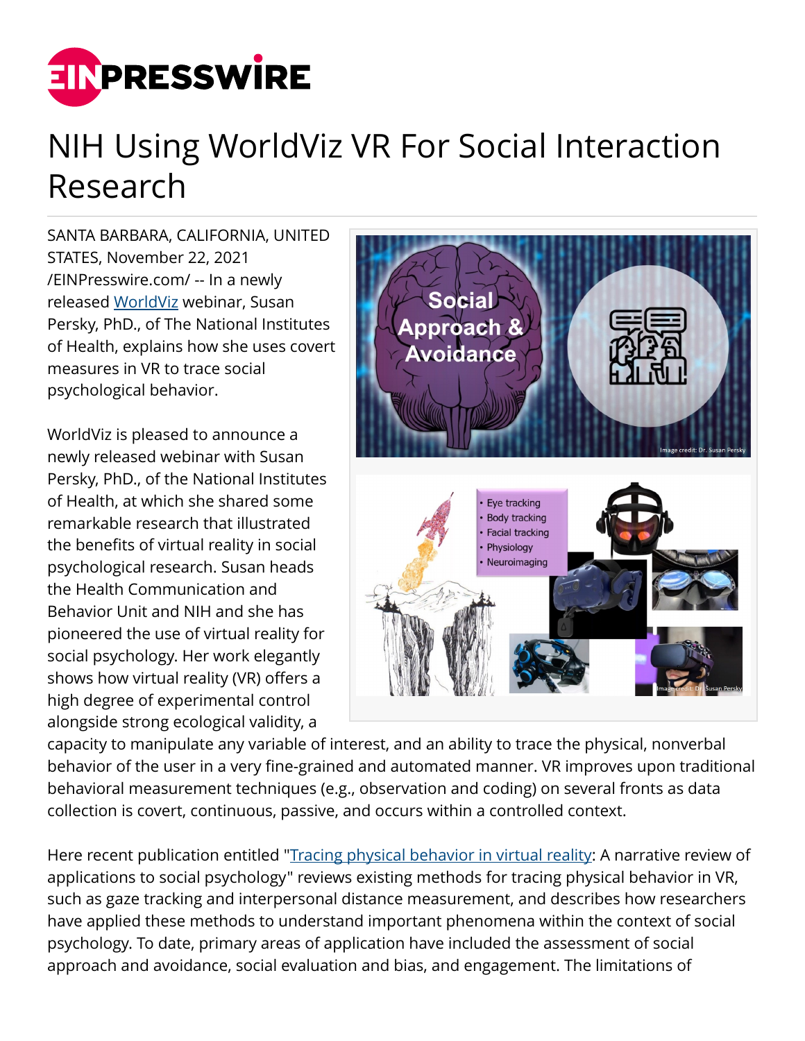# NIH Using WorldViz VR For Social Interaction Research

SANTA BARBARA, CALIFORNIA, UNITED STATES, November 22, 2021 /EINPresswire.com/ -- In a newly released WorldViz webinar, Susan Persky, PhD., of The National Institutes of Health, explains how she uses covert measures in VR to trace social psychological behavior.

WorldViz is pleased to announce a newly released webinar with Susan Persky, PhD., of the National Institutes of Health, at which she shared some remarkable research that illustrated the benefits of virtual reality in social psychological research. Susan heads the Health Communication and Behavior Unit and NIH and she has pioneered the use of virtual reality for social psychology. Her work elegantly shows how virtual reality (VR) offers a high degree of experimental control alongside strong ecological validity, a capacity to manipulate any variable of interest, and an ability to trace the physical, nonverbal behavior of the user in a very fine-grained and automated manner. VR improves upon traditional behavioral measurement techniques (e.g., observation and coding) on several fronts as data collection is covert, continuous, passive, and occurs within a controlled context.

Here recent publication entitled "Tracing physical behavior in virtual reality: A narrative review of applications to social psychology" reviews existing methods for tracing physical behavior in VR, such as gaze tracking and interpersonal distance measurement, and describes how researchers have applied these methods to understand important phenomena within the context of social psychology. To date, primary areas of application have included the assessment of social approach and avoidance, social evaluation and bias, and engagement. The limitations of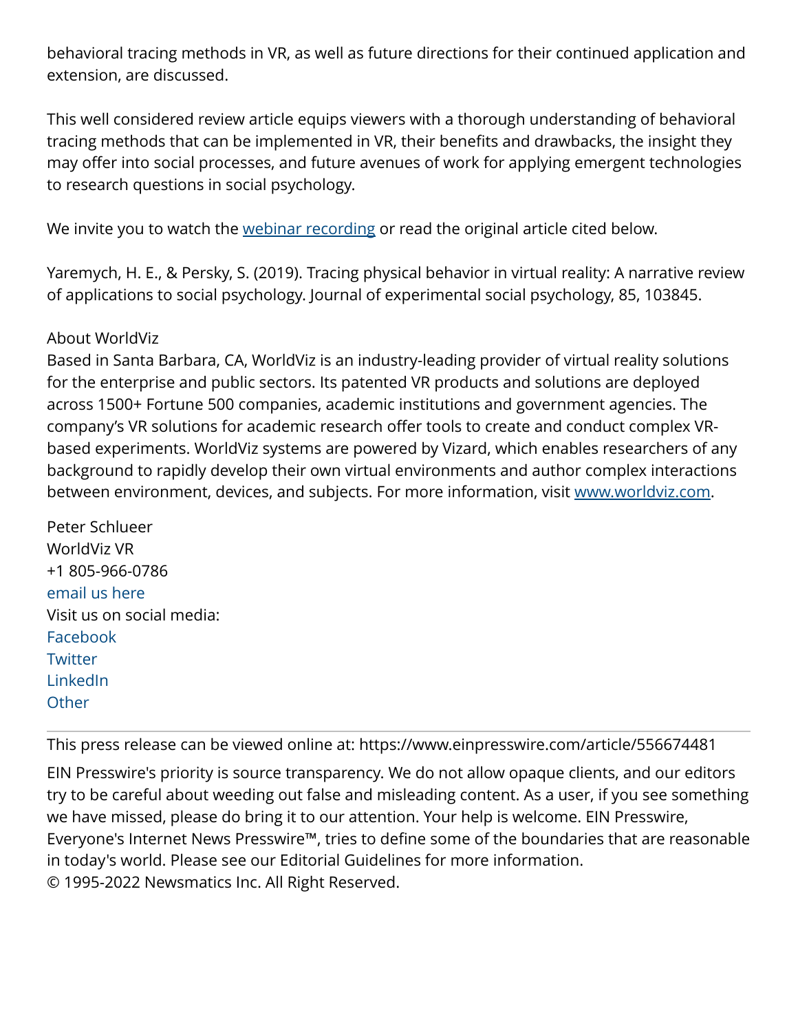behavioral tracing methods in VR, as well as future directions for their continued application and extension, are discussed.

This well considered review article equips viewers with a thorough understanding of behavioral tracing methods that can be implemented in VR, their benefits and drawbacks, the insight they may offer into social processes, and future avenues of work for applying emergent technologies to research questions in social psychology.

We invite you to watch the webinar recording or read the original article cited below.

Yaremych, H. E., & Persky, S. (2019). Tracing physical behavior in virtual reality: A narrative review of applications to social psychology. Journal of experimental social psychology, 85, 103845.

About WorldViz
Based in Santa Barbara, CA, WorldViz is an industry-leading provider of virtual reality solutions for the enterprise and public sectors. Its patented VR products and solutions are deployed across 1500+ Fortune 500 companies, academic institutions and government agencies. The company's VR solutions for academic research offer tools to create and conduct complex VR-based experiments. WorldViz systems are powered by Vizard, which enables researchers of any background to rapidly develop their own virtual environments and author complex interactions between environment, devices, and subjects. For more information, visit www.worldviz.com.

Peter Schlueer
WorldViz VR
+1 805-966-0786
email us here
Visit us on social media:
Facebook
Twitter
LinkedIn
Other

---

This press release can be viewed online at: https://www.einpresswire.com/article/556674481

EIN Presswire's priority is source transparency. We do not allow opaque clients, and our editors try to be careful about weeding out false and misleading content. As a user, if you see something we have missed, please do bring it to our attention. Your help is welcome. EIN Presswire, Everyone's Internet News Presswire™, tries to define some of the boundaries that are reasonable in today's world. Please see our Editorial Guidelines for more information.
© 1995-2022 Newsmatics Inc. All Right Reserved.